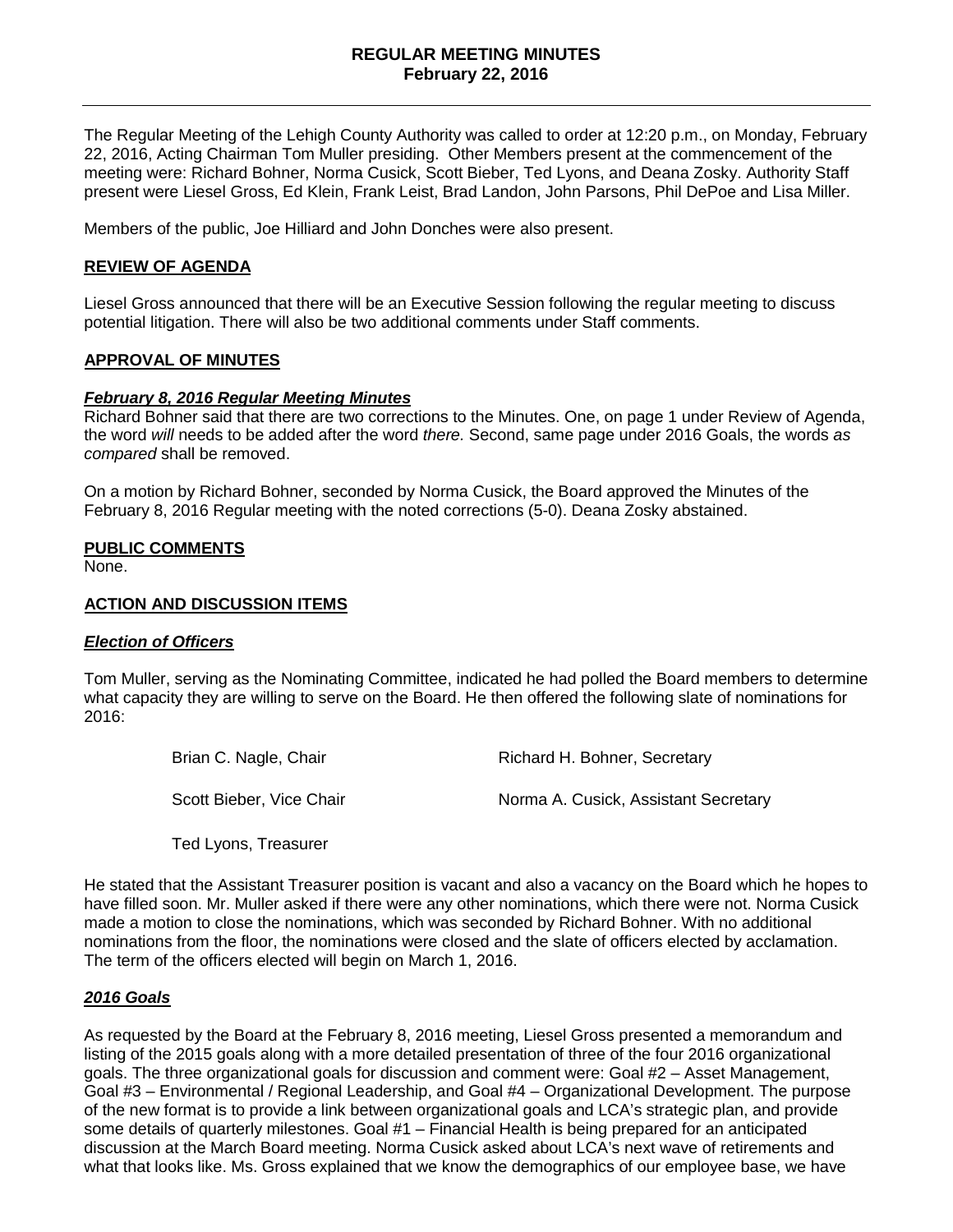# REGULAR MEETING MINUTES
**February 22, 2016**

The Regular Meeting of the Lehigh County Authority was called to order at 12:20 p.m., on Monday, February 22, 2016, Acting Chairman Tom Muller presiding. Other Members present at the commencement of the meeting were: Richard Bohner, Norma Cusick, Scott Bieber, Ted Lyons, and Deana Zosky. Authority Staff present were Liesel Gross, Ed Klein, Frank Leist, Brad Landon, John Parsons, Phil DePoe and Lisa Miller.

Members of the public, Joe Hilliard and John Donches were also present.

## REVIEW OF AGENDA

Liesel Gross announced that there will be an Executive Session following the regular meeting to discuss potential litigation. There will also be two additional comments under Staff comments.

## APPROVAL OF MINUTES

### *February 8, 2016 Regular Meeting Minutes*

Richard Bohner said that there are two corrections to the Minutes. One, on page 1 under Review of Agenda, the word *will* needs to be added after the word *there.* Second, same page under 2016 Goals, the words *as compared* shall be removed.

On a motion by Richard Bohner, seconded by Norma Cusick, the Board approved the Minutes of the February 8, 2016 Regular meeting with the noted corrections (5-0). Deana Zosky abstained.

## PUBLIC COMMENTS

None.

## ACTION AND DISCUSSION ITEMS

### *Election of Officers*

Tom Muller, serving as the Nominating Committee, indicated he had polled the Board members to determine what capacity they are willing to serve on the Board. He then offered the following slate of nominations for 2016:

- Brian C. Nagle, Chair
- Scott Bieber, Vice Chair
- Ted Lyons, Treasurer
- Richard H. Bohner, Secretary
- Norma A. Cusick, Assistant Secretary

He stated that the Assistant Treasurer position is vacant and also a vacancy on the Board which he hopes to have filled soon. Mr. Muller asked if there were any other nominations, which there were not. Norma Cusick made a motion to close the nominations, which was seconded by Richard Bohner. With no additional nominations from the floor, the nominations were closed and the slate of officers elected by acclamation. The term of the officers elected will begin on March 1, 2016.

### *2016 Goals*

As requested by the Board at the February 8, 2016 meeting, Liesel Gross presented a memorandum and listing of the 2015 goals along with a more detailed presentation of three of the four 2016 organizational goals. The three organizational goals for discussion and comment were: Goal #2 – Asset Management, Goal #3 – Environmental / Regional Leadership, and Goal #4 – Organizational Development. The purpose of the new format is to provide a link between organizational goals and LCA's strategic plan, and provide some details of quarterly milestones. Goal #1 – Financial Health is being prepared for an anticipated discussion at the March Board meeting. Norma Cusick asked about LCA's next wave of retirements and what that looks like. Ms. Gross explained that we know the demographics of our employee base, we have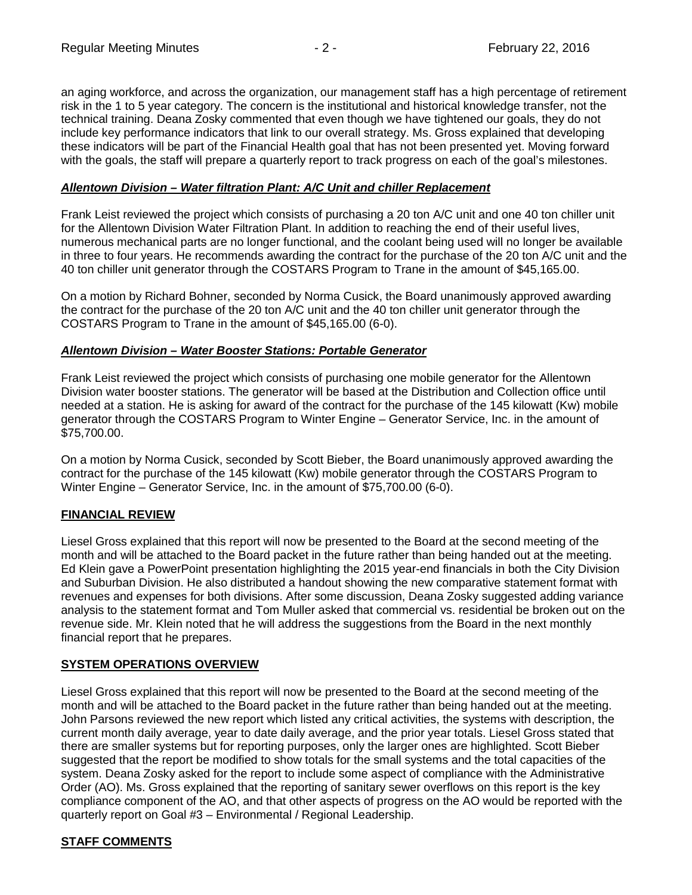an aging workforce, and across the organization, our management staff has a high percentage of retirement risk in the 1 to 5 year category. The concern is the institutional and historical knowledge transfer, not the technical training. Deana Zosky commented that even though we have tightened our goals, they do not include key performance indicators that link to our overall strategy. Ms. Gross explained that developing these indicators will be part of the Financial Health goal that has not been presented yet. Moving forward with the goals, the staff will prepare a quarterly report to track progress on each of the goal's milestones.

***Allentown Division – Water filtration Plant: A/C Unit and chiller Replacement***

Frank Leist reviewed the project which consists of purchasing a 20 ton A/C unit and one 40 ton chiller unit for the Allentown Division Water Filtration Plant. In addition to reaching the end of their useful lives, numerous mechanical parts are no longer functional, and the coolant being used will no longer be available in three to four years. He recommends awarding the contract for the purchase of the 20 ton A/C unit and the 40 ton chiller unit generator through the COSTARS Program to Trane in the amount of $45,165.00.

On a motion by Richard Bohner, seconded by Norma Cusick, the Board unanimously approved awarding the contract for the purchase of the 20 ton A/C unit and the 40 ton chiller unit generator through the COSTARS Program to Trane in the amount of $45,165.00 (6-0).

***Allentown Division – Water Booster Stations: Portable Generator***

Frank Leist reviewed the project which consists of purchasing one mobile generator for the Allentown Division water booster stations. The generator will be based at the Distribution and Collection office until needed at a station. He is asking for award of the contract for the purchase of the 145 kilowatt (Kw) mobile generator through the COSTARS Program to Winter Engine – Generator Service, Inc. in the amount of $75,700.00.

On a motion by Norma Cusick, seconded by Scott Bieber, the Board unanimously approved awarding the contract for the purchase of the 145 kilowatt (Kw) mobile generator through the COSTARS Program to Winter Engine – Generator Service, Inc. in the amount of $75,700.00 (6-0).

**FINANCIAL REVIEW**

Liesel Gross explained that this report will now be presented to the Board at the second meeting of the month and will be attached to the Board packet in the future rather than being handed out at the meeting. Ed Klein gave a PowerPoint presentation highlighting the 2015 year-end financials in both the City Division and Suburban Division. He also distributed a handout showing the new comparative statement format with revenues and expenses for both divisions. After some discussion, Deana Zosky suggested adding variance analysis to the statement format and Tom Muller asked that commercial vs. residential be broken out on the revenue side. Mr. Klein noted that he will address the suggestions from the Board in the next monthly financial report that he prepares.

**SYSTEM OPERATIONS OVERVIEW**

Liesel Gross explained that this report will now be presented to the Board at the second meeting of the month and will be attached to the Board packet in the future rather than being handed out at the meeting. John Parsons reviewed the new report which listed any critical activities, the systems with description, the current month daily average, year to date daily average, and the prior year totals. Liesel Gross stated that there are smaller systems but for reporting purposes, only the larger ones are highlighted. Scott Bieber suggested that the report be modified to show totals for the small systems and the total capacities of the system. Deana Zosky asked for the report to include some aspect of compliance with the Administrative Order (AO). Ms. Gross explained that the reporting of sanitary sewer overflows on this report is the key compliance component of the AO, and that other aspects of progress on the AO would be reported with the quarterly report on Goal #3 – Environmental / Regional Leadership.

**STAFF COMMENTS**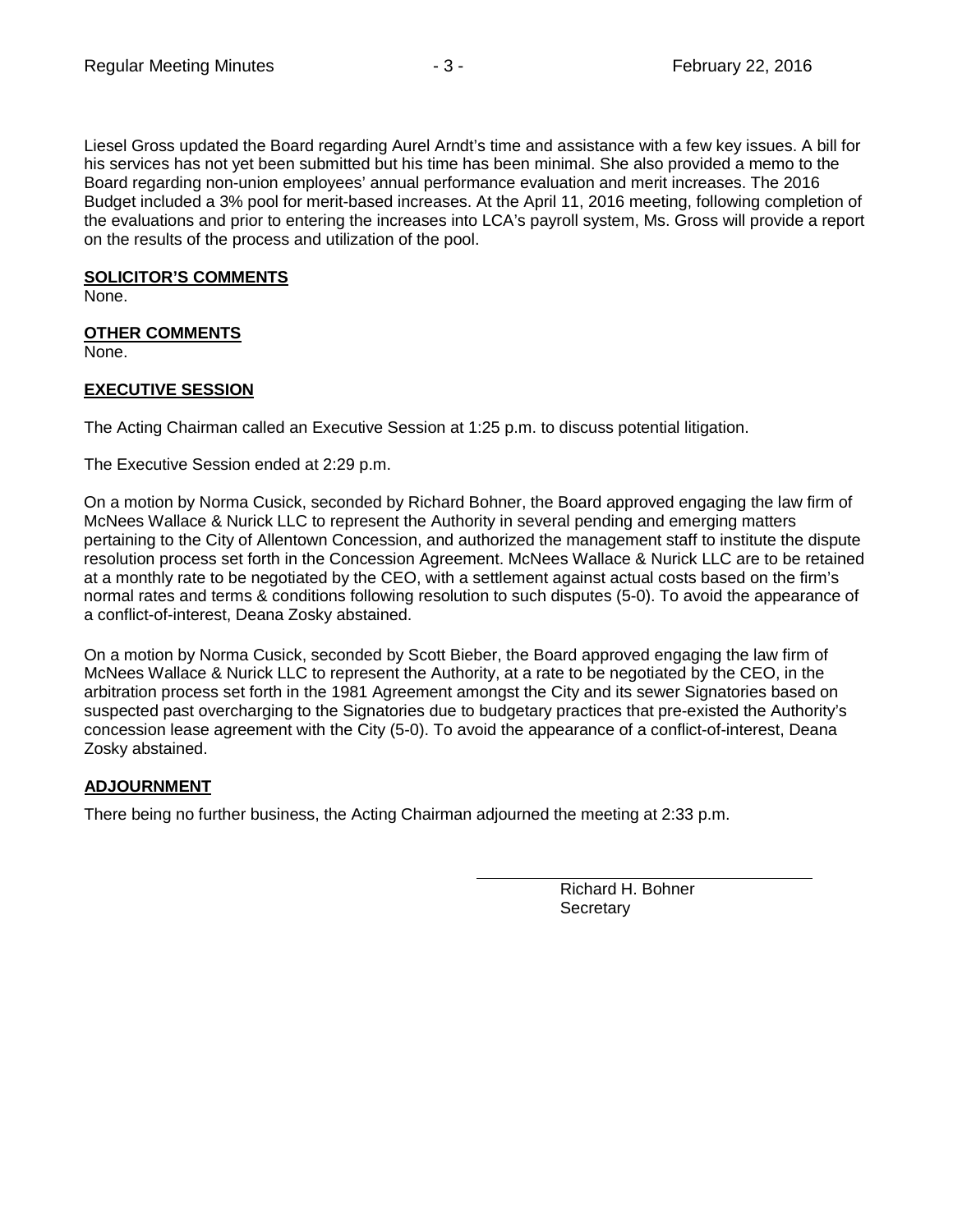Liesel Gross updated the Board regarding Aurel Arndt's time and assistance with a few key issues. A bill for his services has not yet been submitted but his time has been minimal. She also provided a memo to the Board regarding non-union employees' annual performance evaluation and merit increases. The 2016 Budget included a 3% pool for merit-based increases. At the April 11, 2016 meeting, following completion of the evaluations and prior to entering the increases into LCA's payroll system, Ms. Gross will provide a report on the results of the process and utilization of the pool.

**SOLICITOR'S COMMENTS**

None.

**OTHER COMMENTS**

None.

**EXECUTIVE SESSION**

The Acting Chairman called an Executive Session at 1:25 p.m. to discuss potential litigation.

The Executive Session ended at 2:29 p.m.

On a motion by Norma Cusick, seconded by Richard Bohner, the Board approved engaging the law firm of McNees Wallace & Nurick LLC to represent the Authority in several pending and emerging matters pertaining to the City of Allentown Concession, and authorized the management staff to institute the dispute resolution process set forth in the Concession Agreement. McNees Wallace & Nurick LLC are to be retained at a monthly rate to be negotiated by the CEO, with a settlement against actual costs based on the firm's normal rates and terms & conditions following resolution to such disputes (5-0). To avoid the appearance of a conflict-of-interest, Deana Zosky abstained.

On a motion by Norma Cusick, seconded by Scott Bieber, the Board approved engaging the law firm of McNees Wallace & Nurick LLC to represent the Authority, at a rate to be negotiated by the CEO, in the arbitration process set forth in the 1981 Agreement amongst the City and its sewer Signatories based on suspected past overcharging to the Signatories due to budgetary practices that pre-existed the Authority's concession lease agreement with the City (5-0). To avoid the appearance of a conflict-of-interest, Deana Zosky abstained.

**ADJOURNMENT**

There being no further business, the Acting Chairman adjourned the meeting at 2:33 p.m.

Richard H. Bohner
Secretary